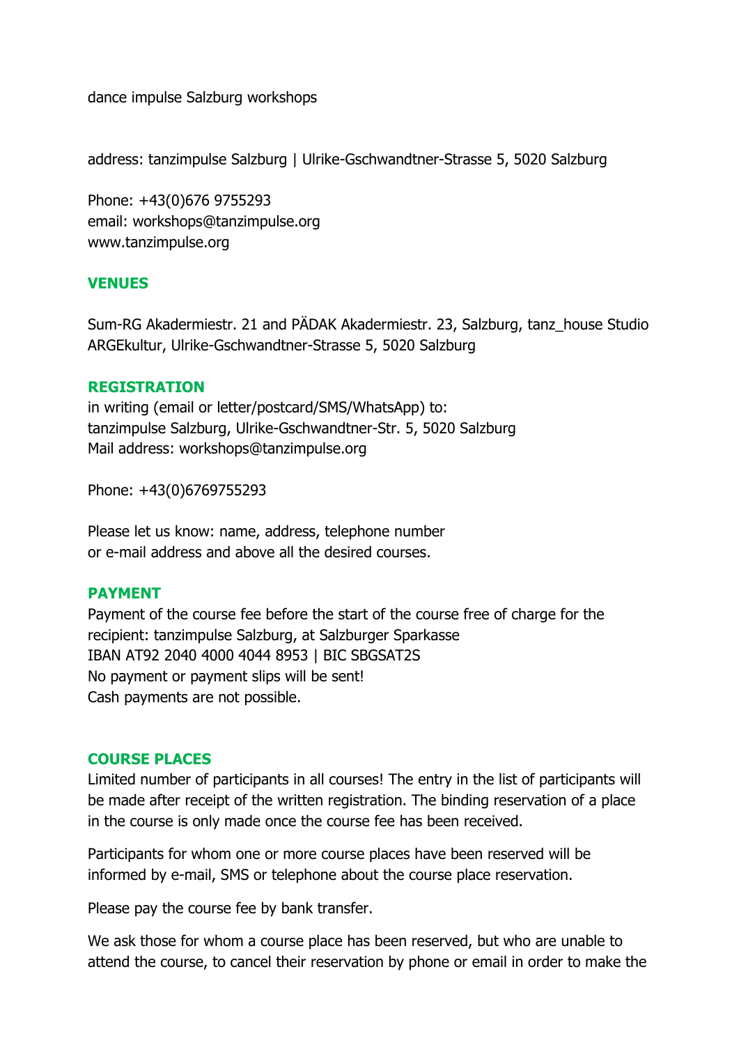dance impulse Salzburg workshops

address: tanzimpulse Salzburg | Ulrike-Gschwandtner-Strasse 5, 5020 Salzburg

Phone: +43(0)676 9755293
email: workshops@tanzimpulse.org
www.tanzimpulse.org

## VENUES

Sum-RG Akadermiestr. 21 and PÄDAK Akadermiestr. 23, Salzburg, tanz_house Studio ARGEkultur, Ulrike-Gschwandtner-Strasse 5, 5020 Salzburg

## REGISTRATION

in writing (email or letter/postcard/SMS/WhatsApp) to:
tanzimpulse Salzburg, Ulrike-Gschwandtner-Str. 5, 5020 Salzburg
Mail address: workshops@tanzimpulse.org

Phone: +43(0)6769755293

Please let us know: name, address, telephone number
or e-mail address and above all the desired courses.

## PAYMENT

Payment of the course fee before the start of the course free of charge for the recipient: tanzimpulse Salzburg, at Salzburger Sparkasse
IBAN AT92 2040 4000 4044 8953 | BIC SBGSAT2S
No payment or payment slips will be sent!
Cash payments are not possible.

## COURSE PLACES

Limited number of participants in all courses! The entry in the list of participants will be made after receipt of the written registration. The binding reservation of a place in the course is only made once the course fee has been received.

Participants for whom one or more course places have been reserved will be informed by e-mail, SMS or telephone about the course place reservation.

Please pay the course fee by bank transfer.

We ask those for whom a course place has been reserved, but who are unable to attend the course, to cancel their reservation by phone or email in order to make the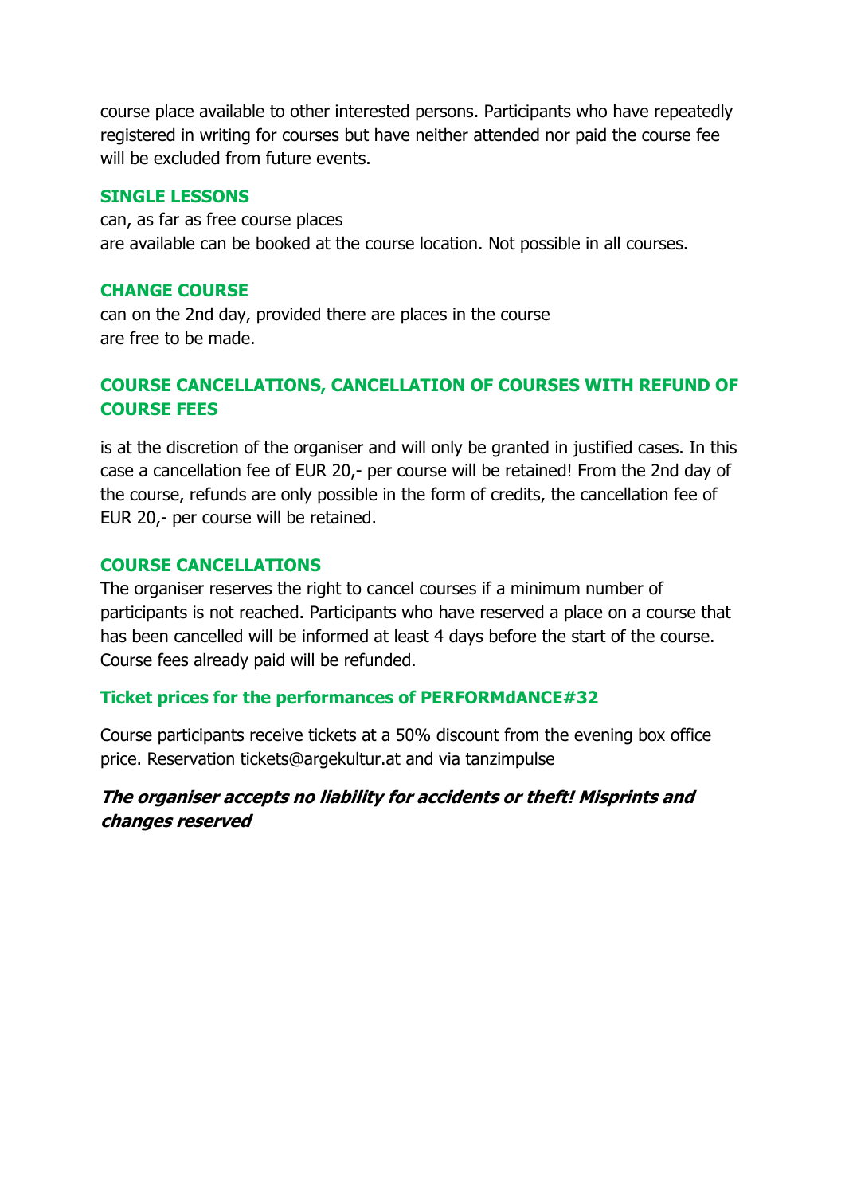course place available to other interested persons. Participants who have repeatedly registered in writing for courses but have neither attended nor paid the course fee will be excluded from future events.

### SINGLE LESSONS

can, as far as free course places
are available can be booked at the course location. Not possible in all courses.

### CHANGE COURSE

can on the 2nd day, provided there are places in the course
are free to be made.

### COURSE CANCELLATIONS, CANCELLATION OF COURSES WITH REFUND OF COURSE FEES

is at the discretion of the organiser and will only be granted in justified cases. In this case a cancellation fee of EUR 20,- per course will be retained! From the 2nd day of the course, refunds are only possible in the form of credits, the cancellation fee of EUR 20,- per course will be retained.

### COURSE CANCELLATIONS

The organiser reserves the right to cancel courses if a minimum number of participants is not reached. Participants who have reserved a place on a course that has been cancelled will be informed at least 4 days before the start of the course. Course fees already paid will be refunded.

### Ticket prices for the performances of PERFORMdANCE#32

Course participants receive tickets at a 50% discount from the evening box office price. Reservation tickets@argekultur.at and via tanzimpulse

***The organiser accepts no liability for accidents or theft! Misprints and changes reserved***